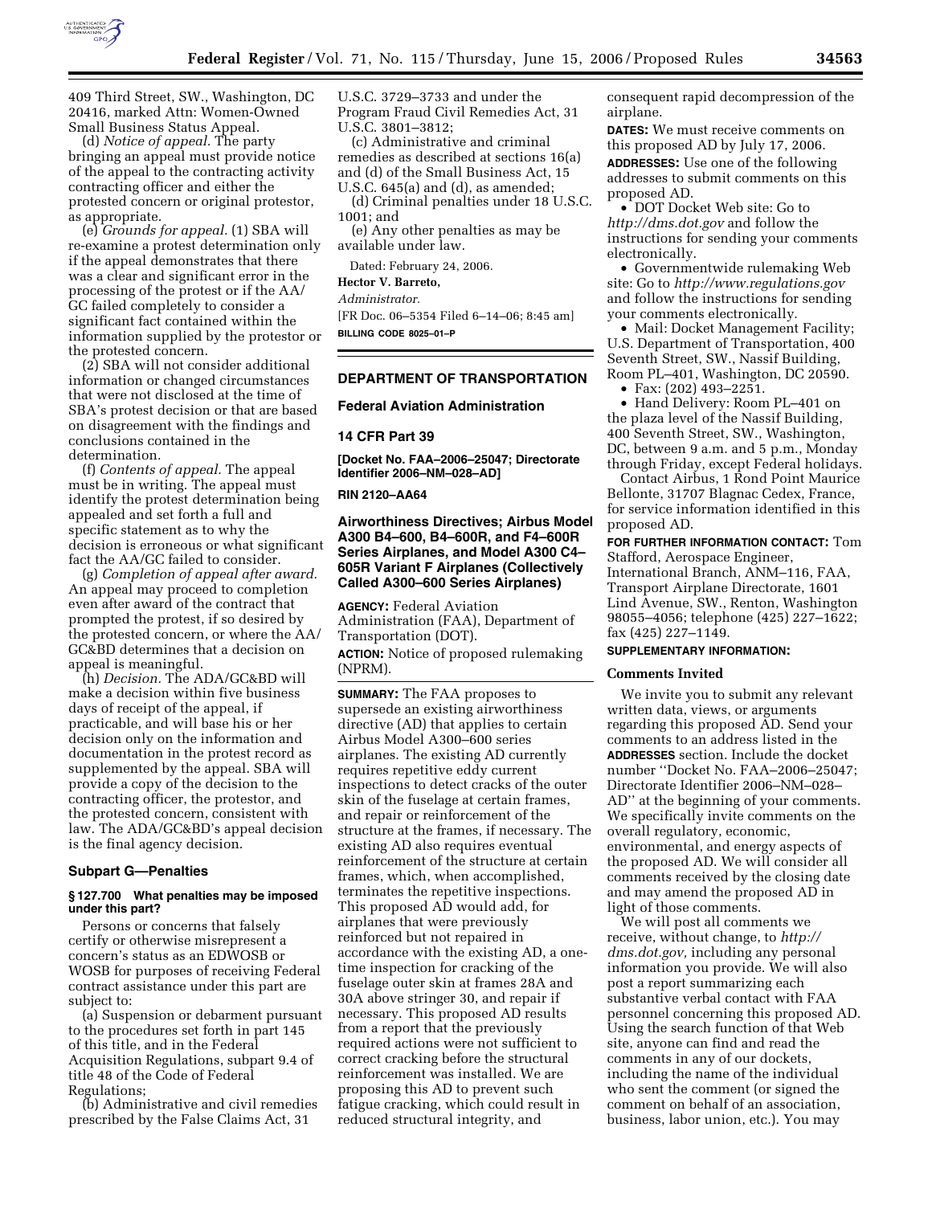409 Third Street, SW., Washington, DC 20416, marked Attn: Women-Owned Small Business Status Appeal.

(d) *Notice of appeal.* The party bringing an appeal must provide notice of the appeal to the contracting activity contracting officer and either the protested concern or original protestor, as appropriate.

(e) *Grounds for appeal.* (1) SBA will re-examine a protest determination only if the appeal demonstrates that there was a clear and significant error in the processing of the protest or if the AA/GC failed completely to consider a significant fact contained within the information supplied by the protestor or the protested concern.

(2) SBA will not consider additional information or changed circumstances that were not disclosed at the time of SBA's protest decision or that are based on disagreement with the findings and conclusions contained in the determination.

(f) *Contents of appeal.* The appeal must be in writing. The appeal must identify the protest determination being appealed and set forth a full and specific statement as to why the decision is erroneous or what significant fact the AA/GC failed to consider.

(g) *Completion of appeal after award.* An appeal may proceed to completion even after award of the contract that prompted the protest, if so desired by the protested concern, or where the AA/GC&BD determines that a decision on appeal is meaningful.

(h) *Decision.* The ADA/GC&BD will make a decision within five business days of receipt of the appeal, if practicable, and will base his or her decision only on the information and documentation in the protest record as supplemented by the appeal. SBA will provide a copy of the decision to the contracting officer, the protestor, and the protested concern, consistent with law. The ADA/GC&BD's appeal decision is the final agency decision.

### Subpart G—Penalties

#### § 127.700 What penalties may be imposed under this part?

Persons or concerns that falsely certify or otherwise misrepresent a concern's status as an EDWOSB or WOSB for purposes of receiving Federal contract assistance under this part are subject to:

(a) Suspension or debarment pursuant to the procedures set forth in part 145 of this title, and in the Federal Acquisition Regulations, subpart 9.4 of title 48 of the Code of Federal Regulations;

(b) Administrative and civil remedies prescribed by the False Claims Act, 31 U.S.C. 3729–3733 and under the Program Fraud Civil Remedies Act, 31 U.S.C. 3801–3812;

(c) Administrative and criminal remedies as described at sections 16(a) and (d) of the Small Business Act, 15 U.S.C. 645(a) and (d), as amended;

(d) Criminal penalties under 18 U.S.C. 1001; and

(e) Any other penalties as may be available under law.

Dated: February 24, 2006.

**Hector V. Barreto,**

*Administrator.*

[FR Doc. 06–5354 Filed 6–14–06; 8:45 am]

**BILLING CODE 8025–01–P**

---

## DEPARTMENT OF TRANSPORTATION

### Federal Aviation Administration

### 14 CFR Part 39

**[Docket No. FAA–2006–25047; Directorate Identifier 2006–NM–028–AD]**

**RIN 2120–AA64**

### Airworthiness Directives; Airbus Model A300 B4–600, B4–600R, and F4–600R Series Airplanes, and Model A300 C4–605R Variant F Airplanes (Collectively Called A300–600 Series Airplanes)

**AGENCY:** Federal Aviation Administration (FAA), Department of Transportation (DOT).

**ACTION:** Notice of proposed rulemaking (NPRM).

**SUMMARY:** The FAA proposes to supersede an existing airworthiness directive (AD) that applies to certain Airbus Model A300–600 series airplanes. The existing AD currently requires repetitive eddy current inspections to detect cracks of the outer skin of the fuselage at certain frames, and repair or reinforcement of the structure at the frames, if necessary. The existing AD also requires eventual reinforcement of the structure at certain frames, which, when accomplished, terminates the repetitive inspections. This proposed AD would add, for airplanes that were previously reinforced but not repaired in accordance with the existing AD, a one-time inspection for cracking of the fuselage outer skin at frames 28A and 30A above stringer 30, and repair if necessary. This proposed AD results from a report that the previously required actions were not sufficient to correct cracking before the structural reinforcement was installed. We are proposing this AD to prevent such fatigue cracking, which could result in reduced structural integrity, and consequent rapid decompression of the airplane.

**DATES:** We must receive comments on this proposed AD by July 17, 2006.

**ADDRESSES:** Use one of the following addresses to submit comments on this proposed AD.

- DOT Docket Web site: Go to *http://dms.dot.gov* and follow the instructions for sending your comments electronically.
- Governmentwide rulemaking Web site: Go to *http://www.regulations.gov* and follow the instructions for sending your comments electronically.
- Mail: Docket Management Facility; U.S. Department of Transportation, 400 Seventh Street, SW., Nassif Building, Room PL–401, Washington, DC 20590.
- Fax: (202) 493–2251.
- Hand Delivery: Room PL–401 on the plaza level of the Nassif Building, 400 Seventh Street, SW., Washington, DC, between 9 a.m. and 5 p.m., Monday through Friday, except Federal holidays.

Contact Airbus, 1 Rond Point Maurice Bellonte, 31707 Blagnac Cedex, France, for service information identified in this proposed AD.

**FOR FURTHER INFORMATION CONTACT:** Tom Stafford, Aerospace Engineer, International Branch, ANM–116, FAA, Transport Airplane Directorate, 1601 Lind Avenue, SW., Renton, Washington 98055–4056; telephone (425) 227–1622; fax (425) 227–1149.

**SUPPLEMENTARY INFORMATION:**

#### Comments Invited

We invite you to submit any relevant written data, views, or arguments regarding this proposed AD. Send your comments to an address listed in the **ADDRESSES** section. Include the docket number "Docket No. FAA–2006–25047; Directorate Identifier 2006–NM–028–AD" at the beginning of your comments. We specifically invite comments on the overall regulatory, economic, environmental, and energy aspects of the proposed AD. We will consider all comments received by the closing date and may amend the proposed AD in light of those comments.

We will post all comments we receive, without change, to *http://dms.dot.gov,* including any personal information you provide. We will also post a report summarizing each substantive verbal contact with FAA personnel concerning this proposed AD. Using the search function of that Web site, anyone can find and read the comments in any of our dockets, including the name of the individual who sent the comment (or signed the comment on behalf of an association, business, labor union, etc.). You may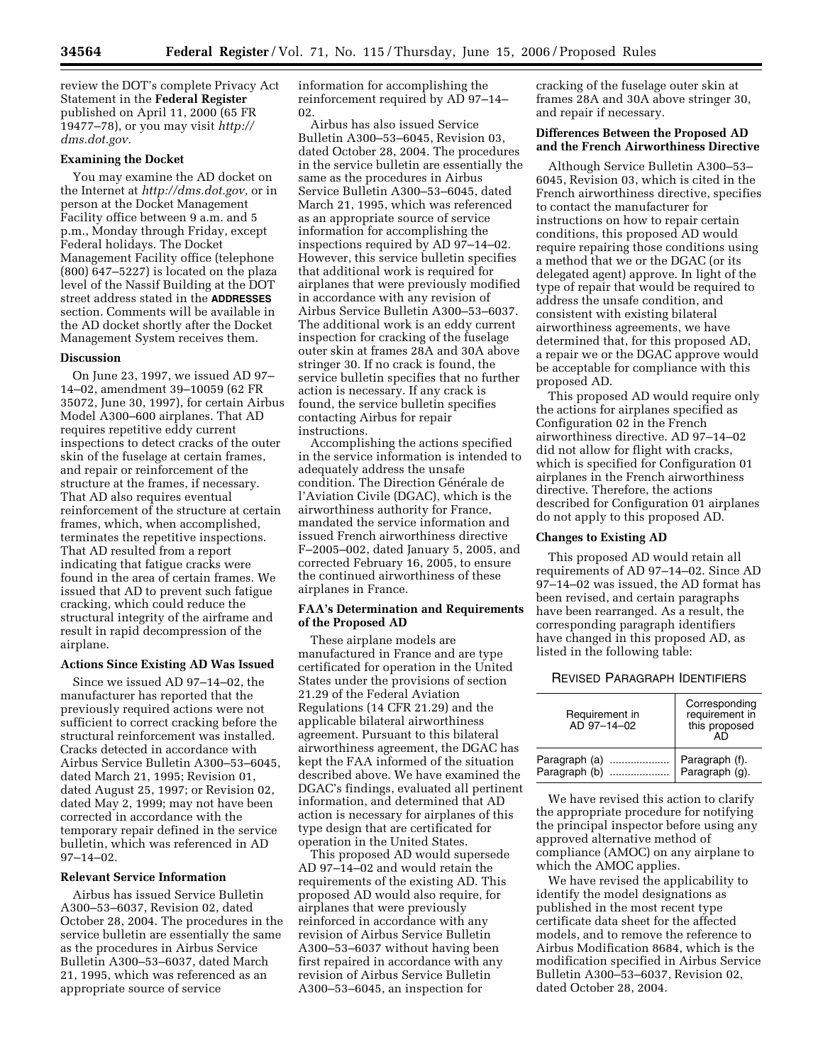review the DOT's complete Privacy Act Statement in the **Federal Register** published on April 11, 2000 (65 FR 19477–78), or you may visit *http://dms.dot.gov.*

### Examining the Docket

You may examine the AD docket on the Internet at *http://dms.dot.gov,* or in person at the Docket Management Facility office between 9 a.m. and 5 p.m., Monday through Friday, except Federal holidays. The Docket Management Facility office (telephone (800) 647–5227) is located on the plaza level of the Nassif Building at the DOT street address stated in the **ADDRESSES** section. Comments will be available in the AD docket shortly after the Docket Management System receives them.

### Discussion

On June 23, 1997, we issued AD 97–14–02, amendment 39–10059 (62 FR 35072, June 30, 1997), for certain Airbus Model A300–600 airplanes. That AD requires repetitive eddy current inspections to detect cracks of the outer skin of the fuselage at certain frames, and repair or reinforcement of the structure at the frames, if necessary. That AD also requires eventual reinforcement of the structure at certain frames, which, when accomplished, terminates the repetitive inspections. That AD resulted from a report indicating that fatigue cracks were found in the area of certain frames. We issued that AD to prevent such fatigue cracking, which could reduce the structural integrity of the airframe and result in rapid decompression of the airplane.

### Actions Since Existing AD Was Issued

Since we issued AD 97–14–02, the manufacturer has reported that the previously required actions were not sufficient to correct cracking before the structural reinforcement was installed. Cracks detected in accordance with Airbus Service Bulletin A300–53–6045, dated March 21, 1995; Revision 01, dated August 25, 1997; or Revision 02, dated May 2, 1999; may not have been corrected in accordance with the temporary repair defined in the service bulletin, which was referenced in AD 97–14–02.

### Relevant Service Information

Airbus has issued Service Bulletin A300–53–6037, Revision 02, dated October 28, 2004. The procedures in the service bulletin are essentially the same as the procedures in Airbus Service Bulletin A300–53–6037, dated March 21, 1995, which was referenced as an appropriate source of service information for accomplishing the reinforcement required by AD 97–14–02.

Airbus has also issued Service Bulletin A300–53–6045, Revision 03, dated October 28, 2004. The procedures in the service bulletin are essentially the same as the procedures in Airbus Service Bulletin A300–53–6045, dated March 21, 1995, which was referenced as an appropriate source of service information for accomplishing the inspections required by AD 97–14–02. However, this service bulletin specifies that additional work is required for airplanes that were previously modified in accordance with any revision of Airbus Service Bulletin A300–53–6037. The additional work is an eddy current inspection for cracking of the fuselage outer skin at frames 28A and 30A above stringer 30. If no crack is found, the service bulletin specifies that no further action is necessary. If any crack is found, the service bulletin specifies contacting Airbus for repair instructions.

Accomplishing the actions specified in the service information is intended to adequately address the unsafe condition. The Direction Générale de l'Aviation Civile (DGAC), which is the airworthiness authority for France, mandated the service information and issued French airworthiness directive F–2005–002, dated January 5, 2005, and corrected February 16, 2005, to ensure the continued airworthiness of these airplanes in France.

### FAA's Determination and Requirements of the Proposed AD

These airplane models are manufactured in France and are type certificated for operation in the United States under the provisions of section 21.29 of the Federal Aviation Regulations (14 CFR 21.29) and the applicable bilateral airworthiness agreement. Pursuant to this bilateral airworthiness agreement, the DGAC has kept the FAA informed of the situation described above. We have examined the DGAC's findings, evaluated all pertinent information, and determined that AD action is necessary for airplanes of this type design that are certificated for operation in the United States.

This proposed AD would supersede AD 97–14–02 and would retain the requirements of the existing AD. This proposed AD would also require, for airplanes that were previously reinforced in accordance with any revision of Airbus Service Bulletin A300–53–6037 without having been first repaired in accordance with any revision of Airbus Service Bulletin A300–53–6045, an inspection for cracking of the fuselage outer skin at frames 28A and 30A above stringer 30, and repair if necessary.

### Differences Between the Proposed AD and the French Airworthiness Directive

Although Service Bulletin A300–53–6045, Revision 03, which is cited in the French airworthiness directive, specifies to contact the manufacturer for instructions on how to repair certain conditions, this proposed AD would require repairing those conditions using a method that we or the DGAC (or its delegated agent) approve. In light of the type of repair that would be required to address the unsafe condition, and consistent with existing bilateral airworthiness agreements, we have determined that, for this proposed AD, a repair we or the DGAC approve would be acceptable for compliance with this proposed AD.

This proposed AD would require only the actions for airplanes specified as Configuration 02 in the French airworthiness directive. AD 97–14–02 did not allow for flight with cracks, which is specified for Configuration 01 airplanes in the French airworthiness directive. Therefore, the actions described for Configuration 01 airplanes do not apply to this proposed AD.

### Changes to Existing AD

This proposed AD would retain all requirements of AD 97–14–02. Since AD 97–14–02 was issued, the AD format has been revised, and certain paragraphs have been rearranged. As a result, the corresponding paragraph identifiers have changed in this proposed AD, as listed in the following table:

REVISED PARAGRAPH IDENTIFIERS

| Requirement in AD 97–14–02 | Corresponding requirement in this proposed AD |
|---|---|
| Paragraph (a) | Paragraph (f). |
| Paragraph (b) | Paragraph (g). |

We have revised this action to clarify the appropriate procedure for notifying the principal inspector before using any approved alternative method of compliance (AMOC) on any airplane to which the AMOC applies.

We have revised the applicability to identify the model designations as published in the most recent type certificate data sheet for the affected models, and to remove the reference to Airbus Modification 8684, which is the modification specified in Airbus Service Bulletin A300–53–6037, Revision 02, dated October 28, 2004.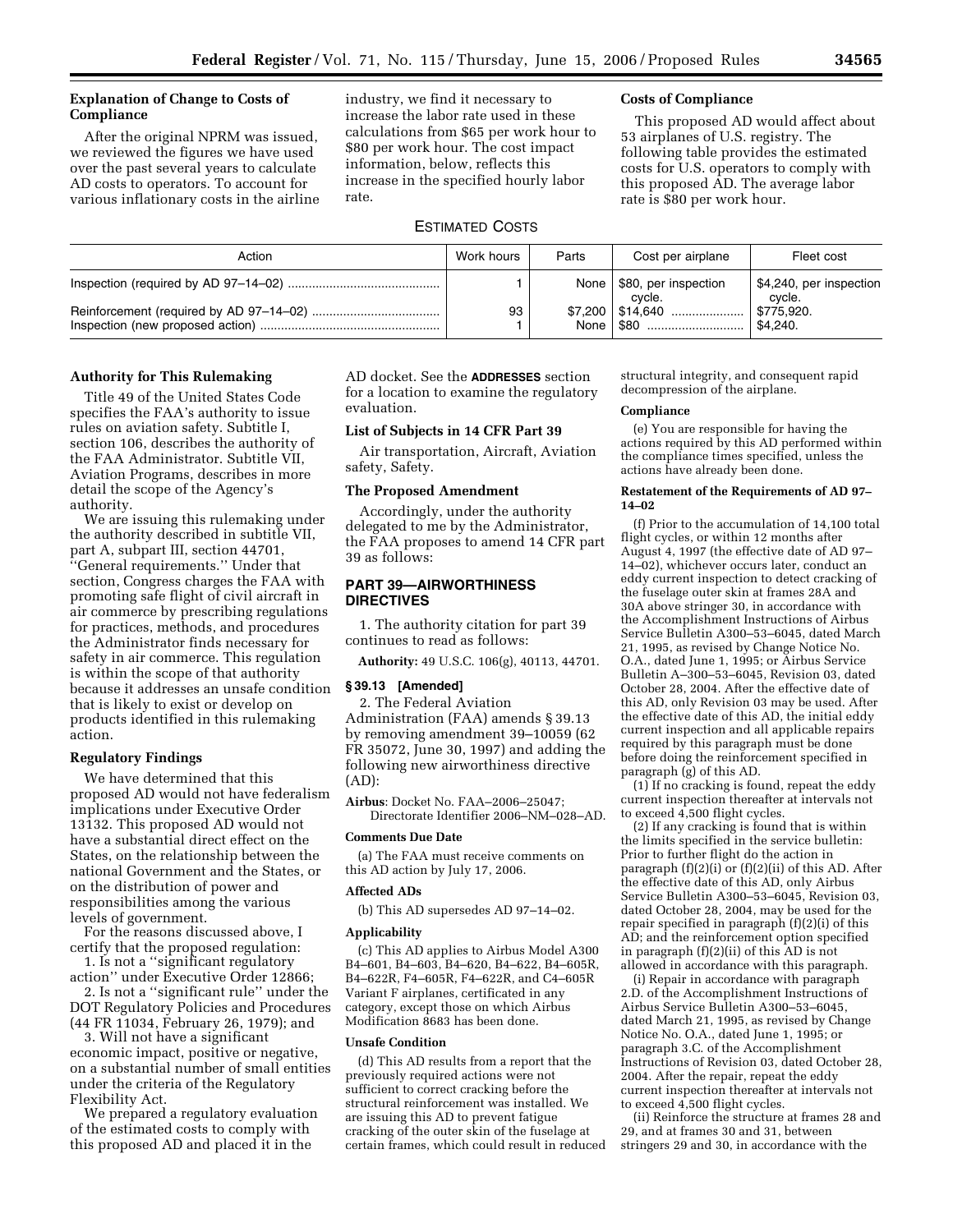**Explanation of Change to Costs of Compliance**

After the original NPRM was issued, we reviewed the figures we have used over the past several years to calculate AD costs to operators. To account for various inflationary costs in the airline industry, we find it necessary to increase the labor rate used in these calculations from $65 per work hour to $80 per work hour. The cost impact information, below, reflects this increase in the specified hourly labor rate.

**Costs of Compliance**

This proposed AD would affect about 53 airplanes of U.S. registry. The following table provides the estimated costs for U.S. operators to comply with this proposed AD. The average labor rate is $80 per work hour.

ESTIMATED COSTS

| Action | Work hours | Parts | Cost per airplane | Fleet cost |
|---|---|---|---|---|
| Inspection (required by AD 97–14–02) | 1 | None | $80, per inspection cycle. | $4,240, per inspection cycle. |
| Reinforcement (required by AD 97–14–02) | 93 | $7,200 | $14,640 | $775,920. |
| Inspection (new proposed action) | 1 | None | $80 | $4,240. |

**Authority for This Rulemaking**

Title 49 of the United States Code specifies the FAA's authority to issue rules on aviation safety. Subtitle I, section 106, describes the authority of the FAA Administrator. Subtitle VII, Aviation Programs, describes in more detail the scope of the Agency's authority.

We are issuing this rulemaking under the authority described in subtitle VII, part A, subpart III, section 44701, "General requirements." Under that section, Congress charges the FAA with promoting safe flight of civil aircraft in air commerce by prescribing regulations for practices, methods, and procedures the Administrator finds necessary for safety in air commerce. This regulation is within the scope of that authority because it addresses an unsafe condition that is likely to exist or develop on products identified in this rulemaking action.

**Regulatory Findings**

We have determined that this proposed AD would not have federalism implications under Executive Order 13132. This proposed AD would not have a substantial direct effect on the States, on the relationship between the national Government and the States, or on the distribution of power and responsibilities among the various levels of government.

For the reasons discussed above, I certify that the proposed regulation:

1. Is not a "significant regulatory action" under Executive Order 12866;
2. Is not a "significant rule" under the DOT Regulatory Policies and Procedures (44 FR 11034, February 26, 1979); and
3. Will not have a significant economic impact, positive or negative, on a substantial number of small entities under the criteria of the Regulatory Flexibility Act.

We prepared a regulatory evaluation of the estimated costs to comply with this proposed AD and placed it in the AD docket. See the **ADDRESSES** section for a location to examine the regulatory evaluation.

**List of Subjects in 14 CFR Part 39**

Air transportation, Aircraft, Aviation safety, Safety.

**The Proposed Amendment**

Accordingly, under the authority delegated to me by the Administrator, the FAA proposes to amend 14 CFR part 39 as follows:

## PART 39—AIRWORTHINESS DIRECTIVES

1. The authority citation for part 39 continues to read as follows:

**Authority:** 49 U.S.C. 106(g), 40113, 44701.

### § 39.13 [Amended]

2. The Federal Aviation Administration (FAA) amends § 39.13 by removing amendment 39–10059 (62 FR 35072, June 30, 1997) and adding the following new airworthiness directive (AD):

**Airbus**: Docket No. FAA–2006–25047; Directorate Identifier 2006–NM–028–AD.

**Comments Due Date**

(a) The FAA must receive comments on this AD action by July 17, 2006.

**Affected ADs**

(b) This AD supersedes AD 97–14–02.

**Applicability**

(c) This AD applies to Airbus Model A300 B4–601, B4–603, B4–620, B4–622, B4–605R, B4–622R, F4–605R, F4–622R, and C4–605R Variant F airplanes, certificated in any category, except those on which Airbus Modification 8683 has been done.

**Unsafe Condition**

(d) This AD results from a report that the previously required actions were not sufficient to correct cracking before the structural reinforcement was installed. We are issuing this AD to prevent fatigue cracking of the outer skin of the fuselage at certain frames, which could result in reduced structural integrity, and consequent rapid decompression of the airplane.

**Compliance**

(e) You are responsible for having the actions required by this AD performed within the compliance times specified, unless the actions have already been done.

**Restatement of the Requirements of AD 97–14–02**

(f) Prior to the accumulation of 14,100 total flight cycles, or within 12 months after August 4, 1997 (the effective date of AD 97–14–02), whichever occurs later, conduct an eddy current inspection to detect cracking of the fuselage outer skin at frames 28A and 30A above stringer 30, in accordance with the Accomplishment Instructions of Airbus Service Bulletin A300–53–6045, dated March 21, 1995, as revised by Change Notice No. O.A., dated June 1, 1995; or Airbus Service Bulletin A–300–53–6045, Revision 03, dated October 28, 2004. After the effective date of this AD, only Revision 03 may be used. After the effective date of this AD, the initial eddy current inspection and all applicable repairs required by this paragraph must be done before doing the reinforcement specified in paragraph (g) of this AD.

(1) If no cracking is found, repeat the eddy current inspection thereafter at intervals not to exceed 4,500 flight cycles.

(2) If any cracking is found that is within the limits specified in the service bulletin: Prior to further flight do the action in paragraph (f)(2)(i) or (f)(2)(ii) of this AD. After the effective date of this AD, only Airbus Service Bulletin A300–53–6045, Revision 03, dated October 28, 2004, may be used for the repair specified in paragraph (f)(2)(i) of this AD; and the reinforcement option specified in paragraph (f)(2)(ii) of this AD is not allowed in accordance with this paragraph.

(i) Repair in accordance with paragraph 2.D. of the Accomplishment Instructions of Airbus Service Bulletin A300–53–6045, dated March 21, 1995, as revised by Change Notice No. O.A., dated June 1, 1995; or paragraph 3.C. of the Accomplishment Instructions of Revision 03, dated October 28, 2004. After the repair, repeat the eddy current inspection thereafter at intervals not to exceed 4,500 flight cycles.

(ii) Reinforce the structure at frames 28 and 29, and at frames 30 and 31, between stringers 29 and 30, in accordance with the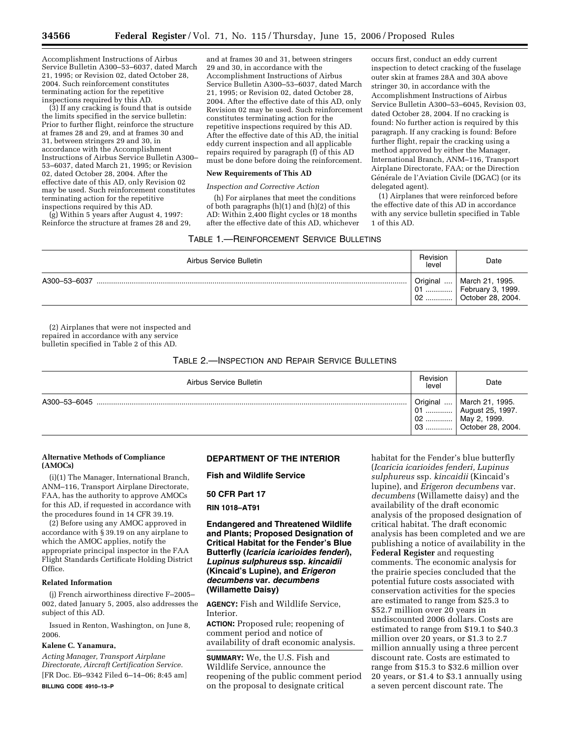Accomplishment Instructions of Airbus Service Bulletin A300–53–6037, dated March 21, 1995; or Revision 02, dated October 28, 2004. Such reinforcement constitutes terminating action for the repetitive inspections required by this AD.

(3) If any cracking is found that is outside the limits specified in the service bulletin: Prior to further flight, reinforce the structure at frames 28 and 29, and at frames 30 and 31, between stringers 29 and 30, in accordance with the Accomplishment Instructions of Airbus Service Bulletin A300–53–6037, dated March 21, 1995; or Revision 02, dated October 28, 2004. After the effective date of this AD, only Revision 02 may be used. Such reinforcement constitutes terminating action for the repetitive inspections required by this AD.

(g) Within 5 years after August 4, 1997: Reinforce the structure at frames 28 and 29, and at frames 30 and 31, between stringers 29 and 30, in accordance with the Accomplishment Instructions of Airbus Service Bulletin A300–53–6037, dated March 21, 1995; or Revision 02, dated October 28, 2004. After the effective date of this AD, only Revision 02 may be used. Such reinforcement constitutes terminating action for the repetitive inspections required by this AD. After the effective date of this AD, the initial eddy current inspection and all applicable repairs required by paragraph (f) of this AD must be done before doing the reinforcement.

**New Requirements of This AD**

*Inspection and Corrective Action*

(h) For airplanes that meet the conditions of both paragraphs (h)(1) and (h)(2) of this AD: Within 2,400 flight cycles or 18 months after the effective date of this AD, whichever occurs first, conduct an eddy current inspection to detect cracking of the fuselage outer skin at frames 28A and 30A above stringer 30, in accordance with the Accomplishment Instructions of Airbus Service Bulletin A300–53–6045, Revision 03, dated October 28, 2004. If no cracking is found: No further action is required by this paragraph. If any cracking is found: Before further flight, repair the cracking using a method approved by either the Manager, International Branch, ANM–116, Transport Airplane Directorate, FAA; or the Direction Générale de l'Aviation Civile (DGAC) (or its delegated agent).

(1) Airplanes that were reinforced before the effective date of this AD in accordance with any service bulletin specified in Table 1 of this AD.

TABLE 1.—REINFORCEMENT SERVICE BULLETINS

| Airbus Service Bulletin | Revision level | Date |
| --- | --- | --- |
| A300–53–6037 | Original<br>01<br>02 | March 21, 1995.<br>February 3, 1999.<br>October 28, 2004. |

(2) Airplanes that were not inspected and repaired in accordance with any service bulletin specified in Table 2 of this AD.

TABLE 2.—INSPECTION AND REPAIR SERVICE BULLETINS

| Airbus Service Bulletin | Revision level | Date |
| --- | --- | --- |
| A300–53–6045 | Original<br>01<br>02<br>03 | March 21, 1995.<br>August 25, 1997.<br>May 2, 1999.<br>October 28, 2004. |

**Alternative Methods of Compliance (AMOCs)**

(i)(1) The Manager, International Branch, ANM–116, Transport Airplane Directorate, FAA, has the authority to approve AMOCs for this AD, if requested in accordance with the procedures found in 14 CFR 39.19.

(2) Before using any AMOC approved in accordance with § 39.19 on any airplane to which the AMOC applies, notify the appropriate principal inspector in the FAA Flight Standards Certificate Holding District Office.

**Related Information**

(j) French airworthiness directive F–2005–002, dated January 5, 2005, also addresses the subject of this AD.

Issued in Renton, Washington, on June 8, 2006.

**Kalene C. Yanamura,**

*Acting Manager, Transport Airplane Directorate, Aircraft Certification Service.*

[FR Doc. E6–9342 Filed 6–14–06; 8:45 am]

**BILLING CODE 4910–13–P**

## DEPARTMENT OF THE INTERIOR

### Fish and Wildlife Service

### 50 CFR Part 17

### RIN 1018–AT91

### Endangered and Threatened Wildlife and Plants; Proposed Designation of Critical Habitat for the Fender's Blue Butterfly (*Icaricia icarioides fenderi*), *Lupinus sulphureus* ssp. *kincaidii* (Kincaid's Lupine), and *Erigeron decumbens* var. *decumbens* (Willamette Daisy)

**AGENCY:** Fish and Wildlife Service, Interior.

**ACTION:** Proposed rule; reopening of comment period and notice of availability of draft economic analysis.

**SUMMARY:** We, the U.S. Fish and Wildlife Service, announce the reopening of the public comment period on the proposal to designate critical habitat for the Fender's blue butterfly (*Icaricia icarioides fenderi, Lupinus sulphureus* ssp. *kincaidii* (Kincaid's lupine), and *Erigeron decumbens* var. *decumbens* (Willamette daisy) and the availability of the draft economic analysis of the proposed designation of critical habitat. The draft economic analysis has been completed and we are publishing a notice of availability in the **Federal Register** and requesting comments. The economic analysis for the prairie species concluded that the potential future costs associated with conservation activities for the species are estimated to range from $25.3 to $52.7 million over 20 years in undiscounted 2006 dollars. Costs are estimated to range from $19.1 to $40.3 million over 20 years, or $1.3 to 2.7 million annually using a three percent discount rate. Costs are estimated to range from $15.3 to $32.6 million over 20 years, or $1.4 to $3.1 annually using a seven percent discount rate. The